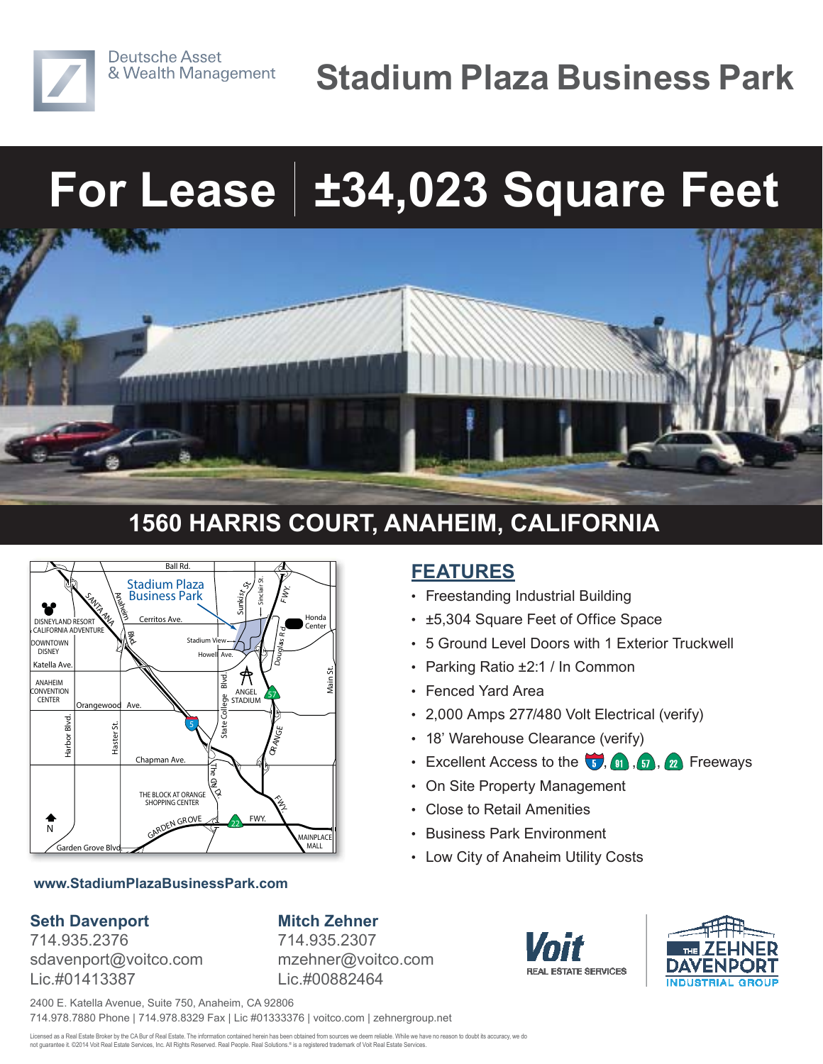Deutsche Asset & Wealth Management

# Stadium Plaza Business Park

# For Lease | ±34,023 Square Feet

## 1560 HARRIS COURT, ANAHEIM, CALIFORNIA

## FEATURES

- Freestanding Industrial Building
- ±5,304 Square Feet of Office Space
- 5 Ground Level Doors with 1 Exterior Truckwell
- Parking Ratio ±2:1 / In Common
- Fenced Yard Area
- 2,000 Amps 277/480 Volt Electrical (verify)
- 18' Warehouse Clearance (verify)
- Excellent Access to the 5, 91, 57, 22 Freeways
- On Site Property Management
- Close to Retail Amenities
- Business Park Environment
- Low City of Anaheim Utility Costs

**www.StadiumPlazaBusinessPark.com**

**Seth Davenport**
714.935.2376
sdavenport@voitco.com
Lic.#01413387

**Mitch Zehner**
714.935.2307
mzehner@voitco.com
Lic.#00882464

Voit REAL ESTATE SERVICES

THE ZEHNER DAVENPORT INDUSTRIAL GROUP

2400 E. Katella Avenue, Suite 750, Anaheim, CA 92806
714.978.7880 Phone | 714.978.8329 Fax | Lic #01333376 | voitco.com | zehnergroup.net

Licensed as a Real Estate Broker by the CA Bur of Real Estate. The information contained herein has been obtained from sources we deem reliable. While we have no reason to doubt its accuracy, we do not guarantee it. ©2014 Voit Real Estate Services, Inc. All Rights Reserved. Real People. Real Solutions.® is a registered trademark of Voit Real Estate Services.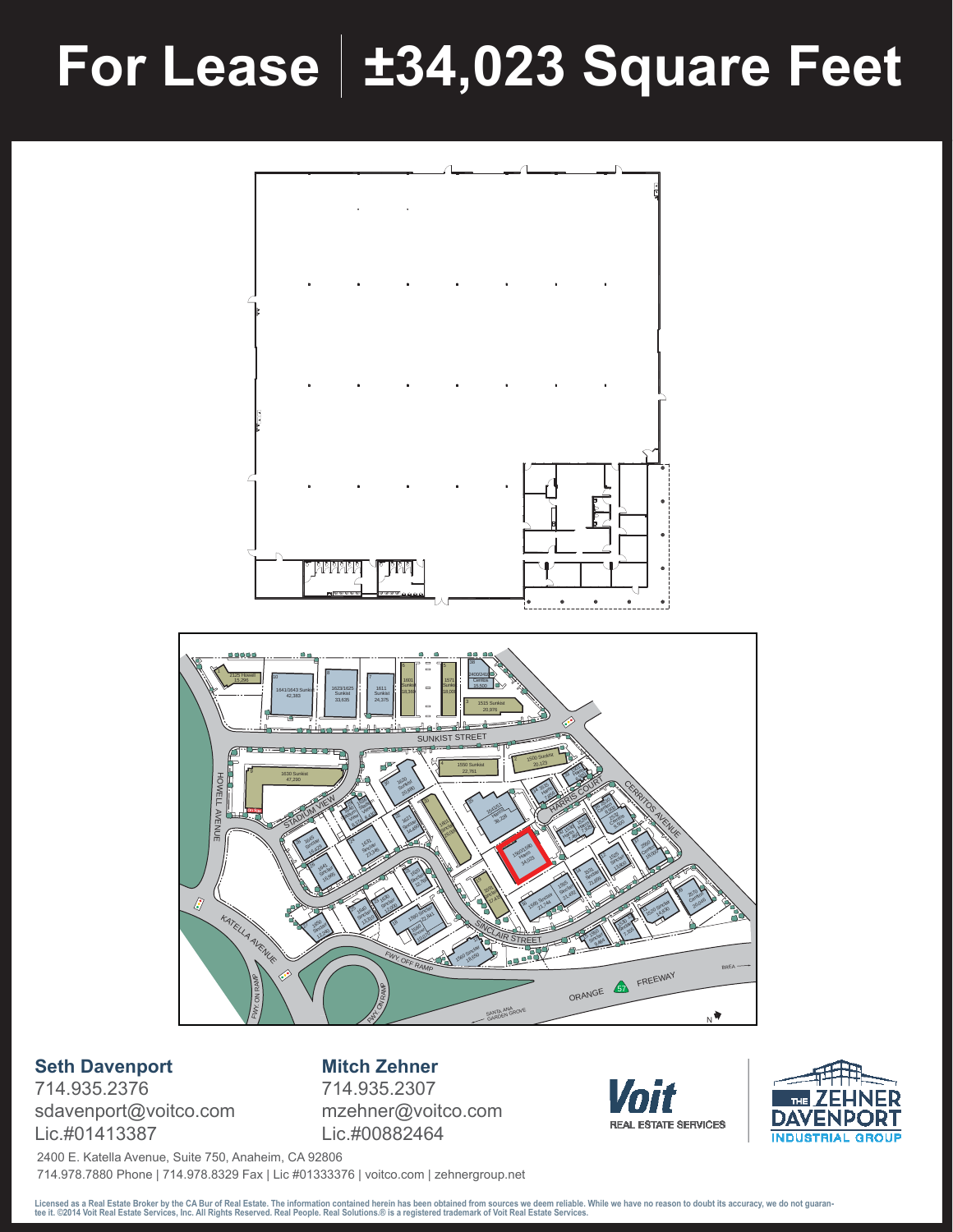# For Lease | ±34,023 Square Feet

**Seth Davenport**
714.935.2376
sdavenport@voitco.com
Lic.#01413387

**Mitch Zehner**
714.935.2307
mzehner@voitco.com
Lic.#00882464

Voit REAL ESTATE SERVICES

THE ZEHNER DAVENPORT INDUSTRIAL GROUP

2400 E. Katella Avenue, Suite 750, Anaheim, CA 92806
714.978.7880 Phone | 714.978.8329 Fax | Lic #01333376 | voitco.com | zehnergroup.net

Licensed as a Real Estate Broker by the CA Bur of Real Estate. The information contained herein has been obtained from sources we deem reliable. While we have no reason to doubt its accuracy, we do not guarantee it. ©2014 Voit Real Estate Services, Inc. All Rights Reserved. Real People. Real Solutions.® is a registered trademark of Voit Real Estate Services.